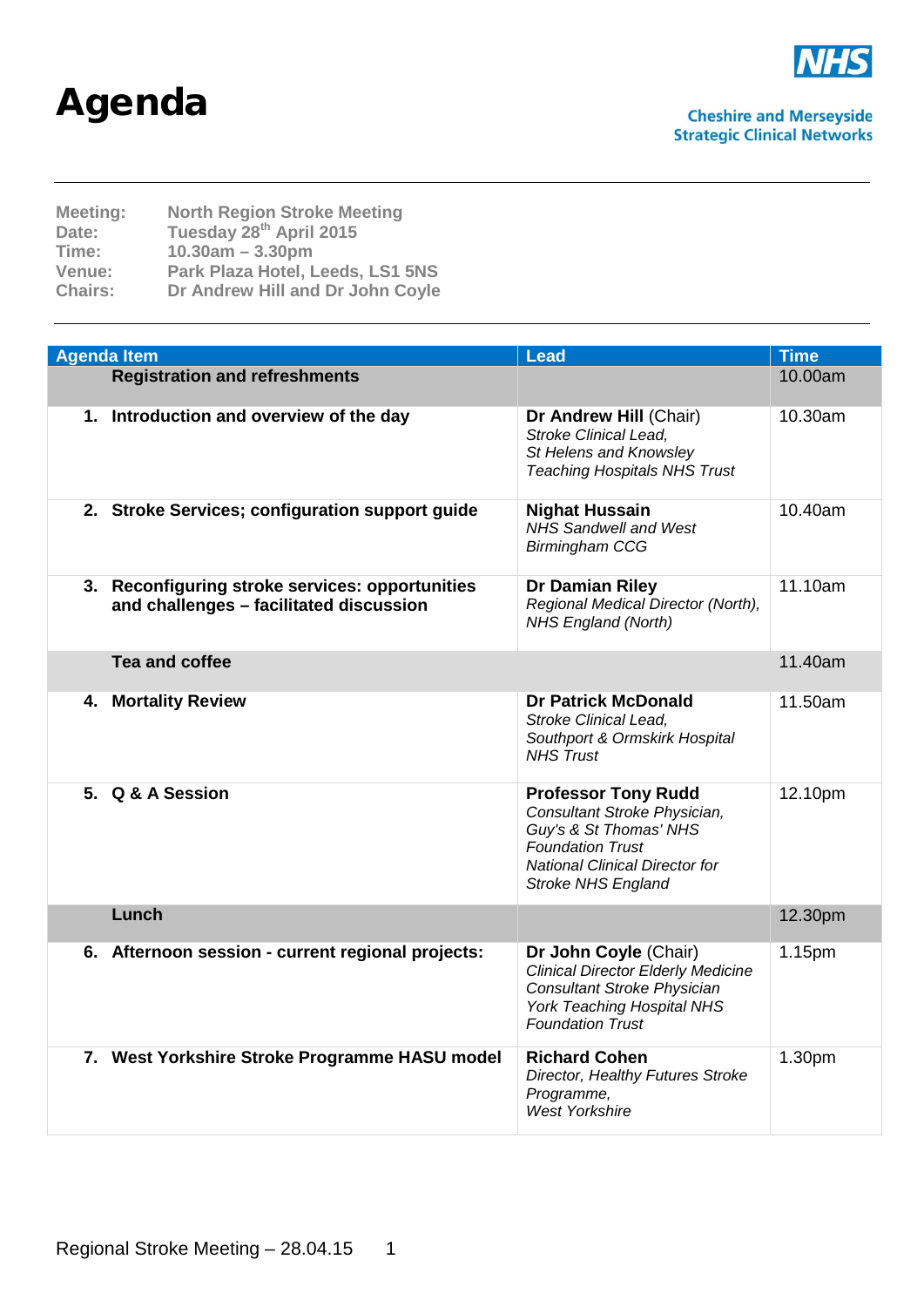# Agenda

**Cheshire and Merseyside Strategic Clinical Networks**

| | |
|---|---|
| **Meeting:** | **North Region Stroke Meeting** |
| **Date:** | **Tuesday 28th April 2015** |
| **Time:** | **10.30am – 3.30pm** |
| **Venue:** | **Park Plaza Hotel, Leeds, LS1 5NS** |
| **Chairs:** | **Dr Andrew Hill and Dr John Coyle** |

| Agenda Item | Lead | Time |
|---|---|---|
| **Registration and refreshments** | | 10.00am |
| **1. Introduction and overview of the day** | **Dr Andrew Hill** (Chair)<br>*Stroke Clinical Lead,*<br>*St Helens and Knowsley Teaching Hospitals NHS Trust* | 10.30am |
| **2. Stroke Services; configuration support guide** | **Nighat Hussain**<br>*NHS Sandwell and West Birmingham CCG* | 10.40am |
| **3. Reconfiguring stroke services: opportunities and challenges – facilitated discussion** | **Dr Damian Riley**<br>*Regional Medical Director (North), NHS England (North)* | 11.10am |
| **Tea and coffee** | | 11.40am |
| **4. Mortality Review** | **Dr Patrick McDonald**<br>*Stroke Clinical Lead,*<br>*Southport & Ormskirk Hospital NHS Trust* | 11.50am |
| **5. Q & A Session** | **Professor Tony Rudd**<br>*Consultant Stroke Physician,*<br>*Guy's & St Thomas' NHS Foundation Trust*<br>*National Clinical Director for Stroke NHS England* | 12.10pm |
| **Lunch** | | 12.30pm |
| **6. Afternoon session - current regional projects:** | **Dr John Coyle** (Chair)<br>*Clinical Director Elderly Medicine*<br>*Consultant Stroke Physician*<br>*York Teaching Hospital NHS Foundation Trust* | 1.15pm |
| **7. West Yorkshire Stroke Programme HASU model** | **Richard Cohen**<br>*Director, Healthy Futures Stroke Programme,*<br>*West Yorkshire* | 1.30pm |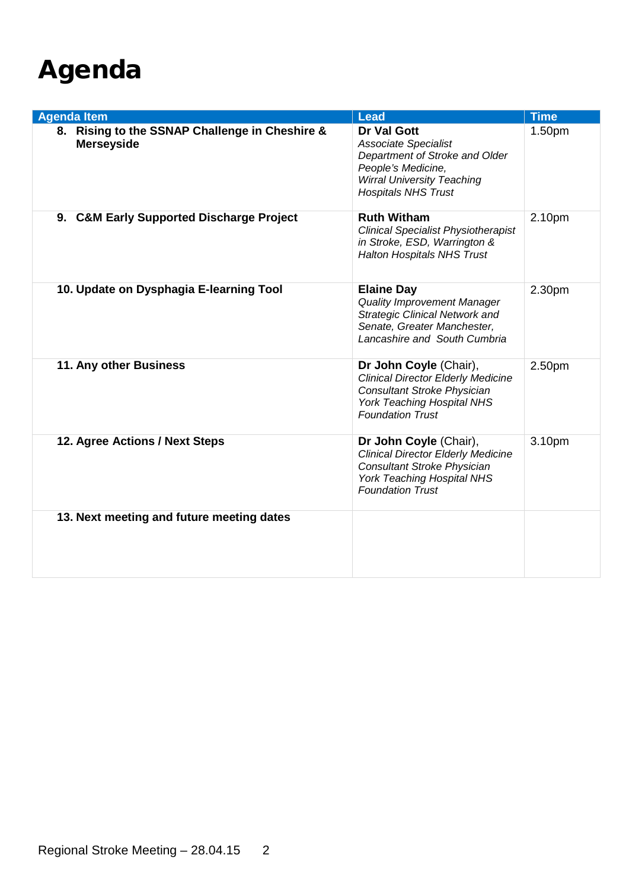# Agenda

| Agenda Item | Lead | Time |
|---|---|---|
| **8. Rising to the SSNAP Challenge in Cheshire & Merseyside** | **Dr Val Gott**<br>*Associate Specialist*<br>*Department of Stroke and Older People's Medicine,*<br>*Wirral University Teaching Hospitals NHS Trust* | 1.50pm |
| **9. C&M Early Supported Discharge Project** | **Ruth Witham**<br>*Clinical Specialist Physiotherapist in Stroke, ESD, Warrington & Halton Hospitals NHS Trust* | 2.10pm |
| **10. Update on Dysphagia E-learning Tool** | **Elaine Day**<br>*Quality Improvement Manager Strategic Clinical Network and Senate, Greater Manchester, Lancashire and South Cumbria* | 2.30pm |
| **11. Any other Business** | **Dr John Coyle** (Chair),<br>*Clinical Director Elderly Medicine*<br>*Consultant Stroke Physician*<br>*York Teaching Hospital NHS Foundation Trust* | 2.50pm |
| **12. Agree Actions / Next Steps** | **Dr John Coyle** (Chair),<br>*Clinical Director Elderly Medicine*<br>*Consultant Stroke Physician*<br>*York Teaching Hospital NHS Foundation Trust* | 3.10pm |
| **13. Next meeting and future meeting dates** | | |